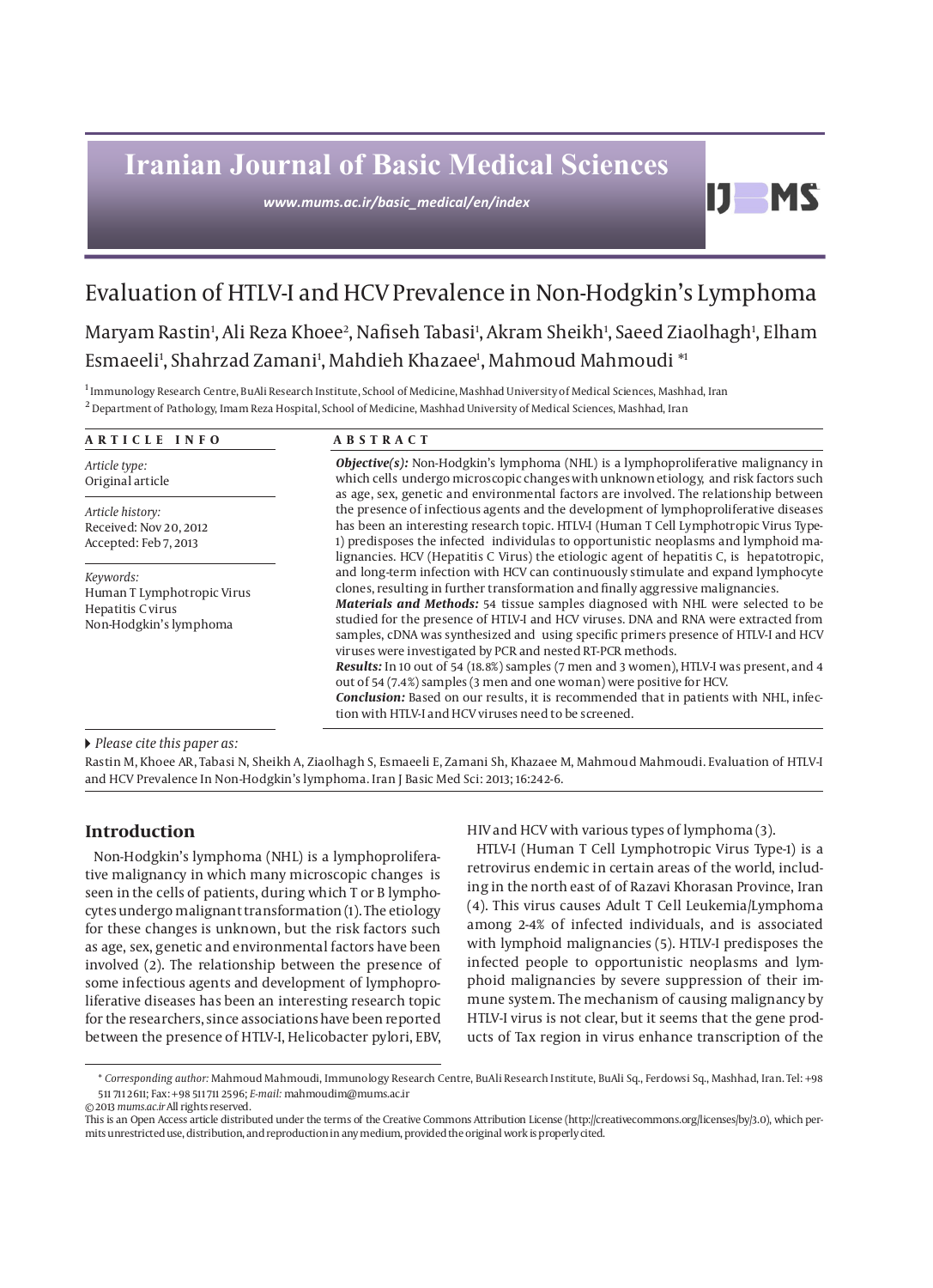Iranian Journal of Basic Medical Sciences

www.mums.ac.ir/basic_medical/en/index

# Evaluation of HTLV-I and HCV Prevalence in Non-Hodgkin's Lymphoma

Maryam Rastin[1], Ali Reza Khoee[2], Nafiseh Tabasi[1], Akram Sheikh[1], Saeed Ziaolhagh[1], Elham Esmaeeli[1], Shahrzad Zamani[1], Mahdieh Khazaee[1], Mahmoud Mahmoudi *[1]

[1] Immunology Research Centre, BuAli Research Institute, School of Medicine, Mashhad University of Medical Sciences, Mashhad, Iran

[2] Department of Pathology, Imam Reza Hospital, School of Medicine, Mashhad University of Medical Sciences, Mashhad, Iran

**ARTICLE INFO**

*Article type:*
Original article

*Article history:*
Received: Nov 20, 2012
Accepted: Feb 7, 2013

*Keywords:*
Human T Lymphotropic Virus
Hepatitis C virus
Non-Hodgkin's lymphoma

**ABSTRACT**

***Objective(s):*** Non-Hodgkin's lymphoma (NHL) is a lymphoproliferative malignancy in which cells undergo microscopic changes with unknown etiology, and risk factors such as age, sex, genetic and environmental factors are involved. The relationship between the presence of infectious agents and the development of lymphoproliferative diseases has been an interesting research topic. HTLV-I (Human T Cell Lymphotropic Virus Type-1) predisposes the infected individulas to opportunistic neoplasms and lymphoid malignancies. HCV (Hepatitis C Virus) the etiologic agent of hepatitis C, is hepatotropic, and long-term infection with HCV can continuously stimulate and expand lymphocyte clones, resulting in further transformation and finally aggressive malignancies.

***Materials and Methods:*** 54 tissue samples diagnosed with NHL were selected to be studied for the presence of HTLV-I and HCV viruses. DNA and RNA were extracted from samples, cDNA was synthesized and using specific primers presence of HTLV-I and HCV viruses were investigated by PCR and nested RT-PCR methods.

***Results:*** In 10 out of 54 (18.8%) samples (7 men and 3 women), HTLV-I was present, and 4 out of 54 (7.4%) samples (3 men and one woman) were positive for HCV.

***Conclusion:*** Based on our results, it is recommended that in patients with NHL, infection with HTLV-I and HCV viruses need to be screened.

*Please cite this paper as:*

Rastin M, Khoee AR, Tabasi N, Sheikh A, Ziaolhagh S, Esmaeeli E, Zamani Sh, Khazaee M, Mahmoud Mahmoudi. Evaluation of HTLV-I and HCV Prevalence In Non-Hodgkin's lymphoma. Iran J Basic Med Sci: 2013; 16:242-6.

## Introduction

Non-Hodgkin's lymphoma (NHL) is a lymphoproliferative malignancy in which many microscopic changes is seen in the cells of patients, during which T or B lymphocytes undergo malignant transformation (1). The etiology for these changes is unknown, but the risk factors such as age, sex, genetic and environmental factors have been involved (2). The relationship between the presence of some infectious agents and development of lymphoproliferative diseases has been an interesting research topic for the researchers, since associations have been reported between the presence of HTLV-I, Helicobacter pylori, EBV, HIV and HCV with various types of lymphoma (3).

HTLV-I (Human T Cell Lymphotropic Virus Type-1) is a retrovirus endemic in certain areas of the world, including in the north east of of Razavi Khorasan Province, Iran (4). This virus causes Adult T Cell Leukemia/Lymphoma among 2-4% of infected individuals, and is associated with lymphoid malignancies (5). HTLV-I predisposes the infected people to opportunistic neoplasms and lymphoid malignancies by severe suppression of their immune system. The mechanism of causing malignancy by HTLV-I virus is not clear, but it seems that the gene products of Tax region in virus enhance transcription of the

* *Corresponding author:* Mahmoud Mahmoudi, Immunology Research Centre, BuAli Research Institute, BuAli Sq., Ferdowsi Sq., Mashhad, Iran. Tel: +98 511 711 2611; Fax: +98 511 711 2596; *E-mail:* mahmoudim@mums.ac.ir

© 2013 *mums.ac.ir* All rights reserved.

This is an Open Access article distributed under the terms of the Creative Commons Attribution License (http://creativecommons.org/licenses/by/3.0), which permits unrestricted use, distribution, and reproduction in any medium, provided the original work is properly cited.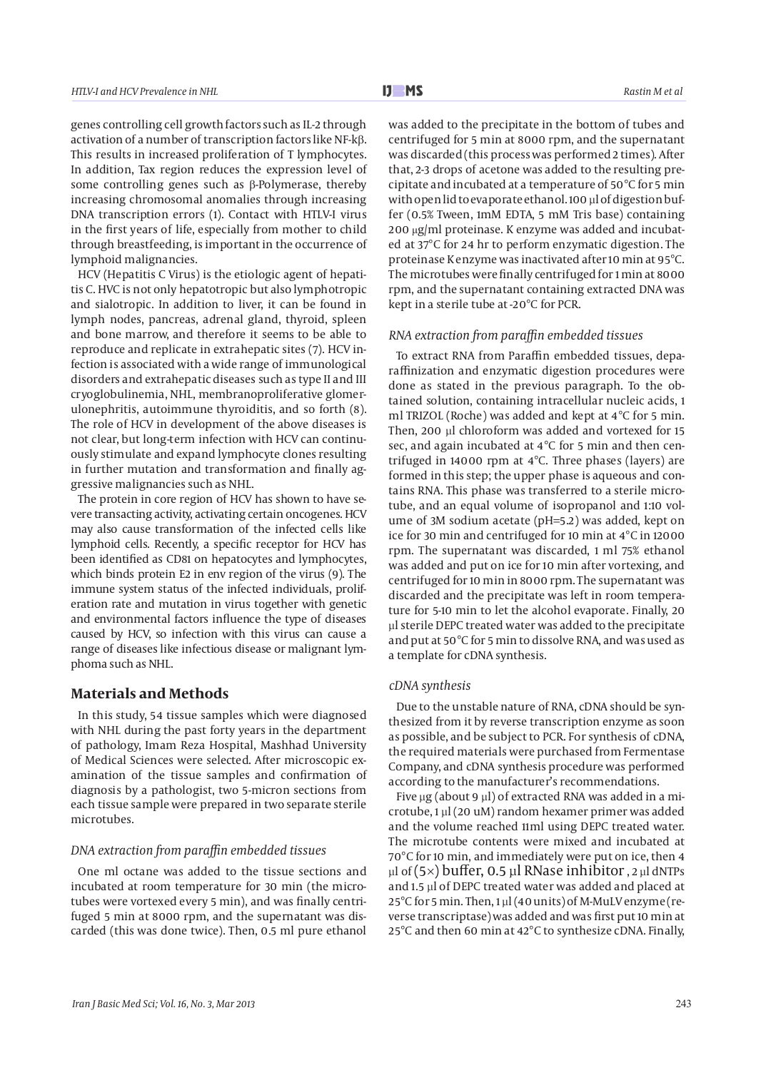genes controlling cell growth factors such as IL-2 through activation of a number of transcription factors like NF-kβ. This results in increased proliferation of T lymphocytes. In addition, Tax region reduces the expression level of some controlling genes such as β-Polymerase, thereby increasing chromosomal anomalies through increasing DNA transcription errors (1). Contact with HTLV-I virus in the first years of life, especially from mother to child through breastfeeding, is important in the occurrence of lymphoid malignancies.

HCV (Hepatitis C Virus) is the etiologic agent of hepatitis C. HVC is not only hepatotropic but also lymphotropic and sialotropic. In addition to liver, it can be found in lymph nodes, pancreas, adrenal gland, thyroid, spleen and bone marrow, and therefore it seems to be able to reproduce and replicate in extrahepatic sites (7). HCV infection is associated with a wide range of immunological disorders and extrahepatic diseases such as type II and III cryoglobulinemia, NHL, membranoproliferative glomerulonephritis, autoimmune thyroiditis, and so forth (8). The role of HCV in development of the above diseases is not clear, but long-term infection with HCV can continuously stimulate and expand lymphocyte clones resulting in further mutation and transformation and finally aggressive malignancies such as NHL.

The protein in core region of HCV has shown to have severe transacting activity, activating certain oncogenes. HCV may also cause transformation of the infected cells like lymphoid cells. Recently, a specific receptor for HCV has been identified as CD81 on hepatocytes and lymphocytes, which binds protein E2 in env region of the virus (9). The immune system status of the infected individuals, proliferation rate and mutation in virus together with genetic and environmental factors influence the type of diseases caused by HCV, so infection with this virus can cause a range of diseases like infectious disease or malignant lymphoma such as NHL.

## Materials and Methods

In this study, 54 tissue samples which were diagnosed with NHL during the past forty years in the department of pathology, Imam Reza Hospital, Mashhad University of Medical Sciences were selected. After microscopic examination of the tissue samples and confirmation of diagnosis by a pathologist, two 5-micron sections from each tissue sample were prepared in two separate sterile microtubes.

### *DNA extraction from paraffin embedded tissues*

One ml octane was added to the tissue sections and incubated at room temperature for 30 min (the microtubes were vortexed every 5 min), and was finally centrifuged 5 min at 8000 rpm, and the supernatant was discarded (this was done twice). Then, 0.5 ml pure ethanol was added to the precipitate in the bottom of tubes and centrifuged for 5 min at 8000 rpm, and the supernatant was discarded (this process was performed 2 times). After that, 2-3 drops of acetone was added to the resulting precipitate and incubated at a temperature of 50°C for 5 min with open lid to evaporate ethanol. 100 µl of digestion buffer (0.5% Tween, 1mM EDTA, 5 mM Tris base) containing 200 µg/ml proteinase. K enzyme was added and incubated at 37°C for 24 hr to perform enzymatic digestion. The proteinase K enzyme was inactivated after 10 min at 95°C. The microtubes were finally centrifuged for 1 min at 8000 rpm, and the supernatant containing extracted DNA was kept in a sterile tube at -20°C for PCR.

### *RNA extraction from paraffin embedded tissues*

To extract RNA from Paraffin embedded tissues, deparaffinization and enzymatic digestion procedures were done as stated in the previous paragraph. To the obtained solution, containing intracellular nucleic acids, 1 ml TRIZOL (Roche) was added and kept at 4°C for 5 min. Then, 200 µl chloroform was added and vortexed for 15 sec, and again incubated at 4°C for 5 min and then centrifuged in 14000 rpm at 4°C. Three phases (layers) are formed in this step; the upper phase is aqueous and contains RNA. This phase was transferred to a sterile microtube, and an equal volume of isopropanol and 1:10 volume of 3M sodium acetate (pH=5.2) was added, kept on ice for 30 min and centrifuged for 10 min at 4°C in 12000 rpm. The supernatant was discarded, 1 ml 75% ethanol was added and put on ice for 10 min after vortexing, and centrifuged for 10 min in 8000 rpm. The supernatant was discarded and the precipitate was left in room temperature for 5-10 min to let the alcohol evaporate. Finally, 20 µl sterile DEPC treated water was added to the precipitate and put at 50°C for 5 min to dissolve RNA, and was used as a template for cDNA synthesis.

### *cDNA synthesis*

Due to the unstable nature of RNA, cDNA should be synthesized from it by reverse transcription enzyme as soon as possible, and be subject to PCR. For synthesis of cDNA, the required materials were purchased from Fermentase Company, and cDNA synthesis procedure was performed according to the manufacturer's recommendations.

Five µg (about 9 µl) of extracted RNA was added in a microtube, 1 µl (20 uM) random hexamer primer was added and the volume reached 11ml using DEPC treated water. The microtube contents were mixed and incubated at 70°C for 10 min, and immediately were put on ice, then 4 µl of (5×) buffer, 0.5 µl RNase inhibitor , 2 µl dNTPs and 1.5 µl of DEPC treated water was added and placed at 25°C for 5 min. Then, 1 µl (40 units) of M-MuLV enzyme (reverse transcriptase) was added and was first put 10 min at 25°C and then 60 min at 42°C to synthesize cDNA. Finally,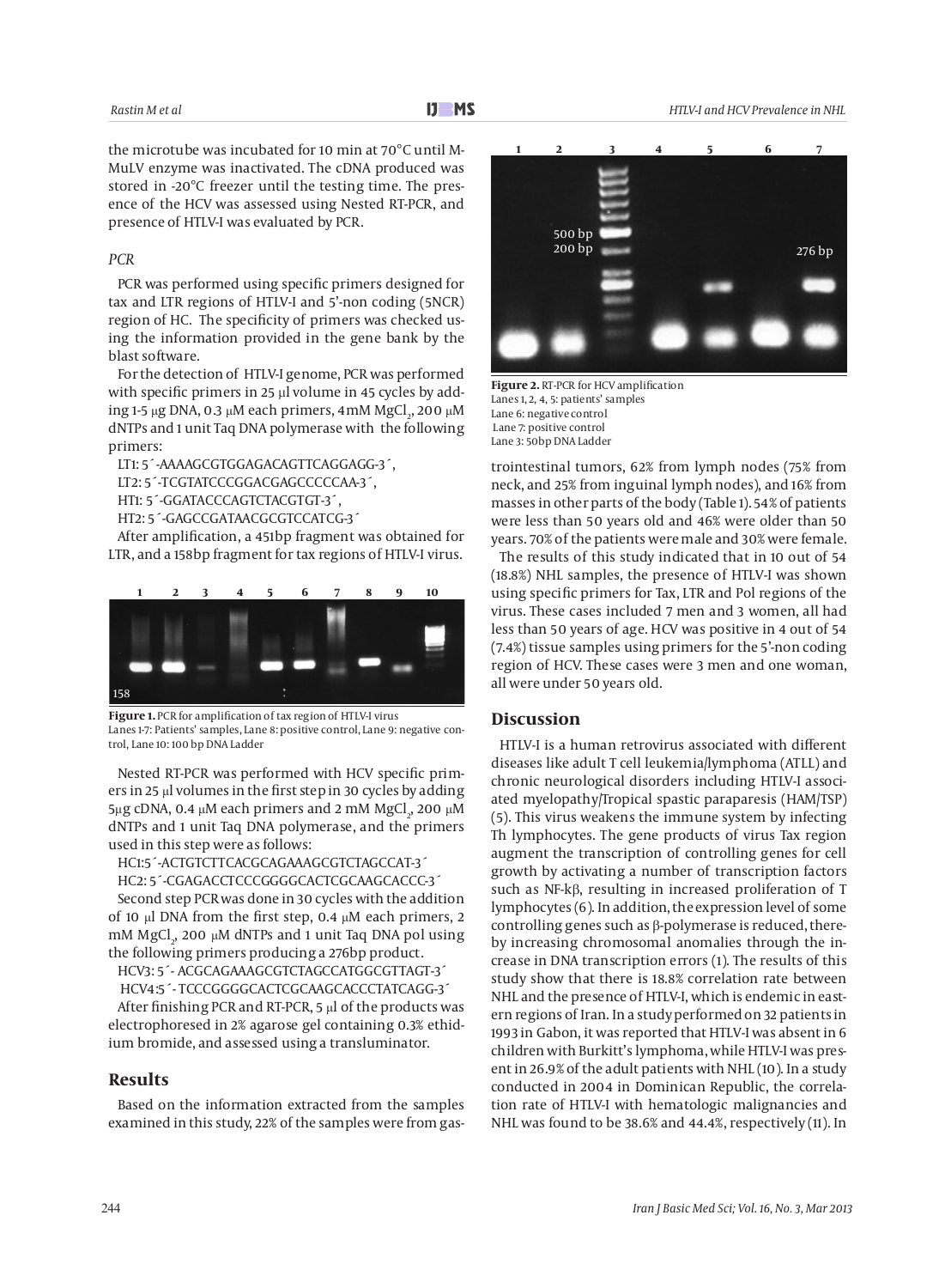the microtube was incubated for 10 min at 70°C until M-MuLV enzyme was inactivated. The cDNA produced was stored in -20°C freezer until the testing time. The presence of the HCV was assessed using Nested RT-PCR, and presence of HTLV-I was evaluated by PCR.

### *PCR*

PCR was performed using specific primers designed for tax and LTR regions of HTLV-I and 5'-non coding (5NCR) region of HC. The specificity of primers was checked using the information provided in the gene bank by the blast software.

For the detection of HTLV-I genome, PCR was performed with specific primers in 25 µl volume in 45 cycles by adding 1-5 µg DNA, 0.3 µM each primers, 4mM $MgCl_2$, 200 µM dNTPs and 1 unit Taq DNA polymerase with the following primers:

LT1: 5´-AAAAGCGTGGAGACAGTTCAGGAGG-3´,

LT2: 5´-TCGTATCCCGGACGAGCCCCCAA-3´,

HT1: 5´-GGATACCCAGTCTACGTGT-3´,

HT2: 5´-GAGCCGATAACGCGTCCATCG-3´

After amplification, a 451bp fragment was obtained for LTR, and a 158bp fragment for tax regions of HTLV-I virus.

**Figure 1.** PCR for amplification of tax region of HTLV-I virus
Lanes 1-7: Patients' samples, Lane 8: positive control, Lane 9: negative control, Lane 10: 100 bp DNA Ladder

Nested RT-PCR was performed with HCV specific primers in 25 µl volumes in the first step in 30 cycles by adding 5µg cDNA, 0.4 µM each primers and 2 mM $MgCl_2$, 200 µM dNTPs and 1 unit Taq DNA polymerase, and the primers used in this step were as follows:

HC1:5´-ACTGTCTTCACGCAGAAAGCGTCTAGCCAT-3´

HC2: 5´-CGAGACCTCCCGGGGCACTCGCAAGCACCC-3´

Second step PCR was done in 30 cycles with the addition of 10 µl DNA from the first step, 0.4 µM each primers, 2 mM $MgCl_2$, 200 µM dNTPs and 1 unit Taq DNA pol using the following primers producing a 276bp product.

HCV3: 5´- ACGCAGAAAGCGTCTAGCCATGGCGTTAGT-3´

HCV4:5´- TCCCGGGGCACTCGCAAGCACCCTATCAGG-3´

After finishing PCR and RT-PCR, 5 µl of the products was electrophoresed in 2% agarose gel containing 0.3% ethidium bromide, and assessed using a transluminator.

## Results

Based on the information extracted from the samples examined in this study, 22% of the samples were from gastrointestinal tumors, 62% from lymph nodes (75% from neck, and 25% from inguinal lymph nodes), and 16% from masses in other parts of the body (Table 1). 54% of patients were less than 50 years old and 46% were older than 50 years. 70% of the patients were male and 30% were female.

**Figure 2.** RT-PCR for HCV amplification
Lanes 1, 2, 4, 5: patients' samples
Lane 6: negative control
Lane 7: positive control
Lane 3: 50bp DNA Ladder

The results of this study indicated that in 10 out of 54 (18.8%) NHL samples, the presence of HTLV-I was shown using specific primers for Tax, LTR and Pol regions of the virus. These cases included 7 men and 3 women, all had less than 50 years of age. HCV was positive in 4 out of 54 (7.4%) tissue samples using primers for the 5'-non coding region of HCV. These cases were 3 men and one woman, all were under 50 years old.

## Discussion

HTLV-I is a human retrovirus associated with different diseases like adult T cell leukemia/lymphoma (ATLL) and chronic neurological disorders including HTLV-I associated myelopathy/Tropical spastic paraparesis (HAM/TSP) (5). This virus weakens the immune system by infecting Th lymphocytes. The gene products of virus Tax region augment the transcription of controlling genes for cell growth by activating a number of transcription factors such as NF-kβ, resulting in increased proliferation of T lymphocytes (6). In addition, the expression level of some controlling genes such as β-polymerase is reduced, thereby increasing chromosomal anomalies through the increase in DNA transcription errors (1). The results of this study show that there is 18.8% correlation rate between NHL and the presence of HTLV-I, which is endemic in eastern regions of Iran. In a study performed on 32 patients in 1993 in Gabon, it was reported that HTLV-I was absent in 6 children with Burkitt's lymphoma, while HTLV-I was present in 26.9% of the adult patients with NHL (10). In a study conducted in 2004 in Dominican Republic, the correlation rate of HTLV-I with hematologic malignancies and NHL was found to be 38.6% and 44.4%, respectively (11). In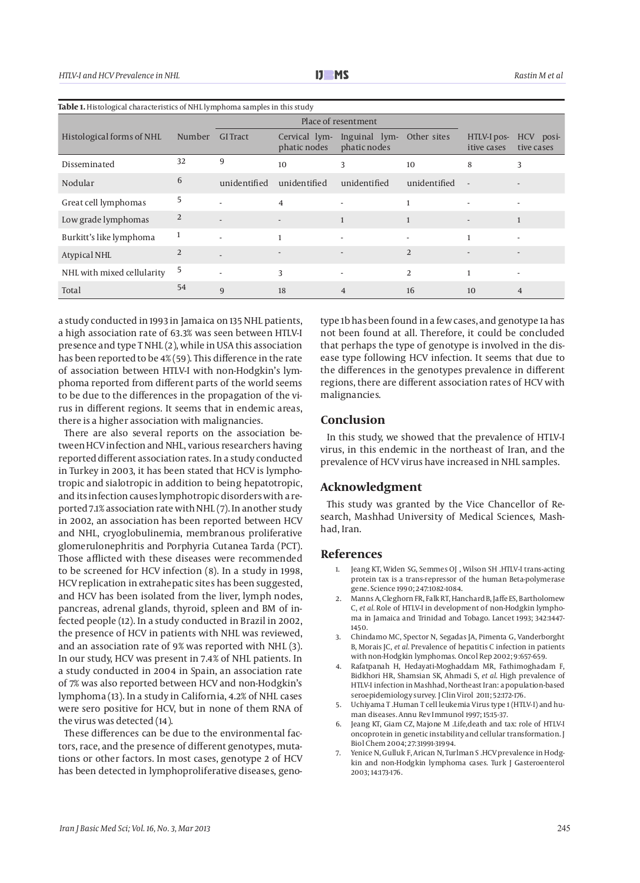**Table 1.** Histological characteristics of NHL lymphoma samples in this study

| Histological forms of NHL | Number | Place of resentment | | | | HTLV-I positive cases | HCV positive cases |
|---|---|---|---|---|---|---|---|
| | | GI Tract | Cervical lymphatic nodes | Inguinal lymphatic nodes | Other sites | | |
| Disseminated | 32 | 9 | 10 | 3 | 10 | 8 | 3 |
| Nodular | 6 | unidentified | unidentified | unidentified | unidentified | - | - |
| Great cell lymphomas | 5 | - | 4 | - | 1 | - | - |
| Low grade lymphomas | 2 | - | - | 1 | 1 | - | 1 |
| Burkitt's like lymphoma | 1 | - | 1 | - | - | 1 | - |
| Atypical NHL | 2 | - | - | - | 2 | - | - |
| NHL with mixed cellularity | 5 | - | 3 | - | 2 | 1 | - |
| Total | 54 | 9 | 18 | 4 | 16 | 10 | 4 |

a study conducted in 1993 in Jamaica on 135 NHL patients, a high association rate of 63.3% was seen between HTLV-I presence and type T NHL (2), while in USA this association has been reported to be 4% (59). This difference in the rate of association between HTLV-I with non-Hodgkin's lymphoma reported from different parts of the world seems to be due to the differences in the propagation of the virus in different regions. It seems that in endemic areas, there is a higher association with malignancies.

There are also several reports on the association between HCV infection and NHL, various researchers having reported different association rates. In a study conducted in Turkey in 2003, it has been stated that HCV is lymphotropic and sialotropic in addition to being hepatotropic, and its infection causes lymphotropic disorders with a reported 7.1% association rate with NHL (7). In another study in 2002, an association has been reported between HCV and NHL, cryoglobulinemia, membranous proliferative glomerulonephritis and Porphyria Cutanea Tarda (PCT). Those afflicted with these diseases were recommended to be screened for HCV infection (8). In a study in 1998, HCV replication in extrahepatic sites has been suggested, and HCV has been isolated from the liver, lymph nodes, pancreas, adrenal glands, thyroid, spleen and BM of infected people (12). In a study conducted in Brazil in 2002, the presence of HCV in patients with NHL was reviewed, and an association rate of 9% was reported with NHL (3). In our study, HCV was present in 7.4% of NHL patients. In a study conducted in 2004 in Spain, an association rate of 7% was also reported between HCV and non-Hodgkin's lymphoma (13). In a study in California, 4.2% of NHL cases were sero positive for HCV, but in none of them RNA of the virus was detected (14).

These differences can be due to the environmental factors, race, and the presence of different genotypes, mutations or other factors. In most cases, genotype 2 of HCV has been detected in lymphoproliferative diseases, genotype 1b has been found in a few cases, and genotype 1a has not been found at all. Therefore, it could be concluded that perhaps the type of genotype is involved in the disease type following HCV infection. It seems that due to the differences in the genotypes prevalence in different regions, there are different association rates of HCV with malignancies.

## Conclusion

In this study, we showed that the prevalence of HTLV-I virus, in this endemic in the northeast of Iran, and the prevalence of HCV virus have increased in NHL samples.

## Acknowledgment

This study was granted by the Vice Chancellor of Research, Mashhad University of Medical Sciences, Mashhad, Iran.

## References

1. Jeang KT, Widen SG, Semmes OJ , Wilson SH .HTLV-I trans-acting protein tax is a trans-repressor of the human Beta-polymerase gene. Science 1990; 247:1082-1084.
2. Manns A, Cleghorn FR, Falk RT, Hanchard B, Jaffe ES, Bartholomew C, *et al.* Role of HTLV-I in development of non-Hodgkin lymphoma in Jamaica and Trinidad and Tobago. Lancet 1993; 342:1447-1450.
3. Chindamo MC, Spector N, Segadas JA, Pimenta G, Vanderborght B, Morais JC, *et al.* Prevalence of hepatitis C infection in patients with non-Hodgkin lymphomas. Oncol Rep 2002; 9:657-659.
4. Rafatpanah H, Hedayati-Moghaddam MR, Fathimoghadam F, Bidkhori HR, Shamsian SK, Ahmadi S, *et al.* High prevalence of HTLV-I infection in Mashhad, Northeast Iran: a population-based seroepidemiology survey. J Clin Virol 2011; 52:172-176.
5. Uchiyama T .Human T cell leukemia Virus type 1 (HTLV-I) and human diseases. Annu Rev Immunol 1997; 15:15-37.
6. Jeang KT, Giam CZ, Majone M .Life,death and tax: role of HTLV-I oncoprotein in genetic instability and cellular transformation. J Biol Chem 2004; 27:31991-31994.
7. Yenice N, Gulluk F, Arican N, Turlman S .HCV prevalence in Hodgkin and non-Hodgkin lymphoma cases. Turk J Gasteroenterol 2003; 14:173-176.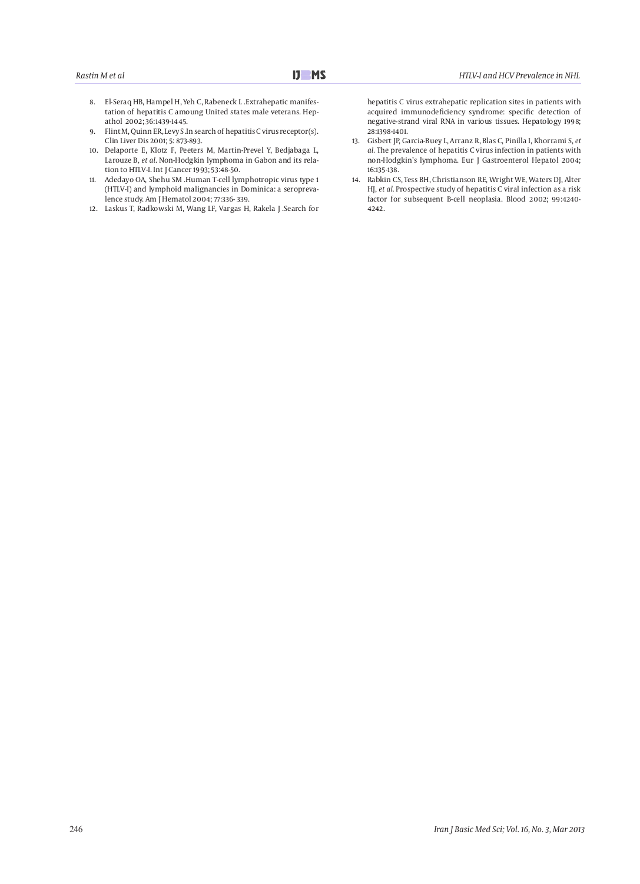8. El-Seraq HB, Hampel H, Yeh C, Rabeneck L .Extrahepatic manifestation of hepatitis C amoung United states male veterans. Hepathol 2002; 36:1439-1445.
9. Flint M, Quinn ER, Levy S .In search of hepatitis C virus receptor(s). Clin Liver Dis 2001; 5: 873-893.
10. Delaporte E, Klotz F, Peeters M, Martin-Prevel Y, Bedjabaga L, Larouze B, *et al*. Non-Hodgkin lymphoma in Gabon and its relation to HTLV-I. Int J Cancer 1993; 53:48-50.
11. Adedayo OA, Shehu SM .Human T-cell lymphotropic virus type 1 (HTLV-I) and lymphoid malignancies in Dominica: a seroprevalence study. Am J Hematol 2004; 77:336- 339.
12. Laskus T, Radkowski M, Wang LF, Vargas H, Rakela J .Search for hepatitis C virus extrahepatic replication sites in patients with acquired immunodeficiency syndrome: specific detection of negative-strand viral RNA in various tissues. Hepatology 1998; 28:1398-1401.
13. Gisbert JP, Garcia-Buey L, Arranz R, Blas C, Pinilla I, Khorrami S, *et al*. The prevalence of hepatitis C virus infection in patients with non-Hodgkin's lymphoma. Eur J Gastroenterol Hepatol 2004; 16:135-138.
14. Rabkin CS, Tess BH, Christianson RE, Wright WE, Waters DJ, Alter HJ, *et al*. Prospective study of hepatitis C viral infection as a risk factor for subsequent B-cell neoplasia. Blood 2002; 99:4240-4242.